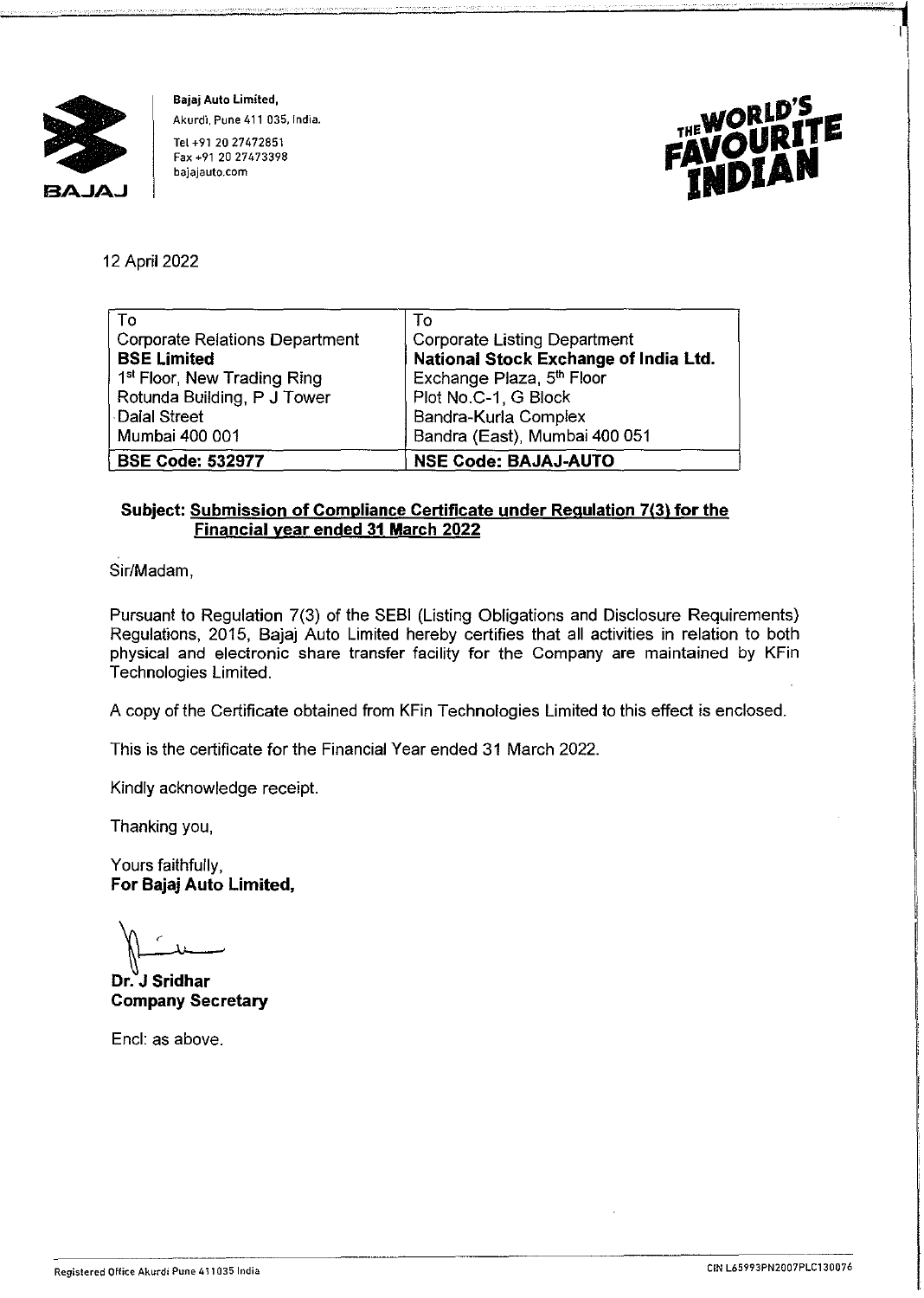**Bajaj Auto Limited,**
Akurdi, Pune 411 035, India.
Tel +91 20 27472851
Fax +91 20 27473398
bajajauto.com

THE WORLD'S FAVOURITE INDIAN

12 April 2022

| To<br>Corporate Relations Department<br>**BSE Limited**<br>1st Floor, New Trading Ring<br>Rotunda Building, P J Tower<br>Dalal Street<br>Mumbai 400 001 | To<br>Corporate Listing Department<br>**National Stock Exchange of India Ltd.**<br>Exchange Plaza, 5th Floor<br>Plot No.C-1, G Block<br>Bandra-Kurla Complex<br>Bandra (East), Mumbai 400 051 |
|---|---|
| **BSE Code: 532977** | **NSE Code: BAJAJ-AUTO** |

**Subject: Submission of Compliance Certificate under Regulation 7(3) for the Financial year ended 31 March 2022**

Sir/Madam,

Pursuant to Regulation 7(3) of the SEBI (Listing Obligations and Disclosure Requirements) Regulations, 2015, Bajaj Auto Limited hereby certifies that all activities in relation to both physical and electronic share transfer facility for the Company are maintained by KFin Technologies Limited.

A copy of the Certificate obtained from KFin Technologies Limited to this effect is enclosed.

This is the certificate for the Financial Year ended 31 March 2022.

Kindly acknowledge receipt.

Thanking you,

Yours faithfully,
**For Bajaj Auto Limited,**

**Dr. J Sridhar**
**Company Secretary**

Encl: as above.

Registered Office Akurdi Pune 411035 India

CIN L65993PN2007PLC130076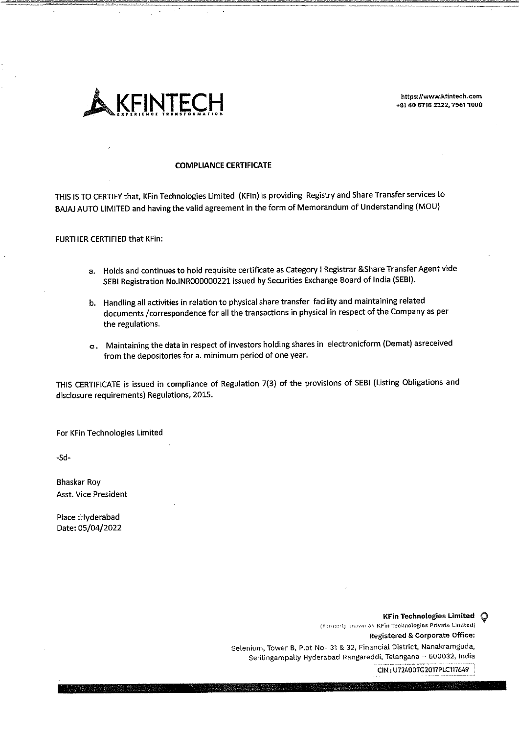KFINTECH
EXPERIENCE TRANSFORMATION

https://www.kfintech.com
+91 40 6716 2222, 7961 1000

**COMPLIANCE CERTIFICATE**

THIS IS TO CERTIFY that, KFin Technologies Limited (KFin) is providing Registry and Share Transfer services to BAJAJ AUTO LIMITED and having the valid agreement in the form of Memorandum of Understanding (MOU)

FURTHER CERTIFIED that KFin:

a. Holds and continues to hold requisite certificate as Category I Registrar &Share Transfer Agent vide SEBI Registration No.INR000000221 issued by Securities Exchange Board of India (SEBI).

b. Handling all activities in relation to physical share transfer facility and maintaining related documents /correspondence for all the transactions in physical in respect of the Company as per the regulations.

c. Maintaining the data in respect of investors holding shares in electronicform (Demat) asreceived from the depositories for a. minimum period of one year.

THIS CERTIFICATE is issued in compliance of Regulation 7(3) of the provisions of SEBI (Listing Obligations and disclosure requirements) Regulations, 2015.

For KFin Technologies Limited

-Sd-

Bhaskar Roy
Asst. Vice President

Place :Hyderabad
Date: 05/04/2022

**KFin Technologies Limited**
(Formerly known as KFin Technologies Private Limited)
**Registered & Corporate Office:**
Selenium, Tower B, Plot No- 31 & 32, Financial District, Nanakramguda, Serilingampally Hyderabad Rangareddi, Telangana – 500032, India
CIN : U72400TG2017PLC117649